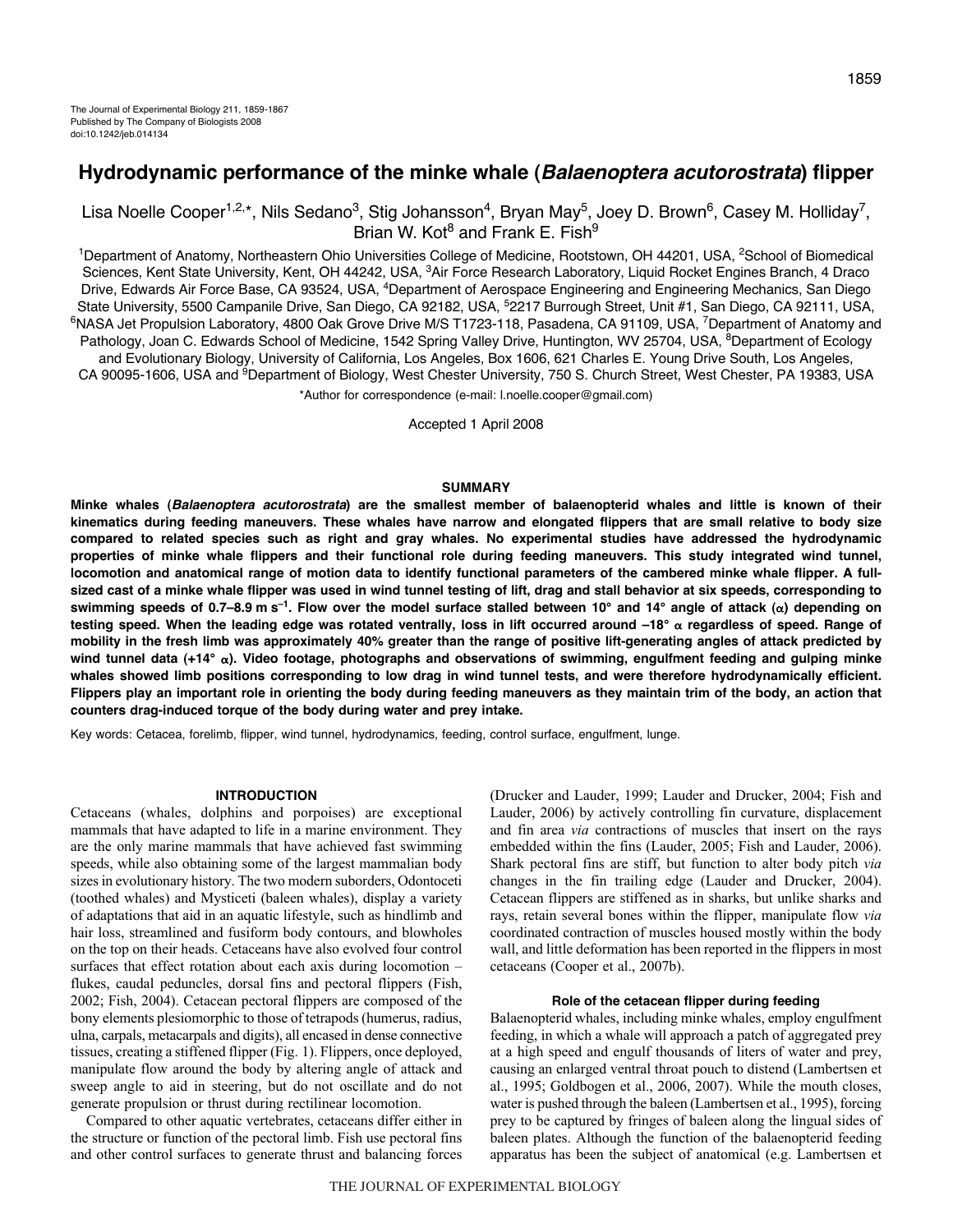The Journal of Experimental Biology 211, 1859-1867
Published by The Company of Biologists 2008
doi:10.1242/jeb.014134

# Hydrodynamic performance of the minke whale (*Balaenoptera acutorostrata*) flipper

Lisa Noelle Cooper[1,2,*], Nils Sedano[3], Stig Johansson[4], Bryan May[5], Joey D. Brown[6], Casey M. Holliday[7], Brian W. Kot[8] and Frank E. Fish[9]

[1]Department of Anatomy, Northeastern Ohio Universities College of Medicine, Rootstown, OH 44201, USA, [2]School of Biomedical Sciences, Kent State University, Kent, OH 44242, USA, [3]Air Force Research Laboratory, Liquid Rocket Engines Branch, 4 Draco Drive, Edwards Air Force Base, CA 93524, USA, [4]Department of Aerospace Engineering and Engineering Mechanics, San Diego State University, 5500 Campanile Drive, San Diego, CA 92182, USA, [5]2217 Burrough Street, Unit #1, San Diego, CA 92111, USA, [6]NASA Jet Propulsion Laboratory, 4800 Oak Grove Drive M/S T1723-118, Pasadena, CA 91109, USA, [7]Department of Anatomy and Pathology, Joan C. Edwards School of Medicine, 1542 Spring Valley Drive, Huntington, WV 25704, USA, [8]Department of Ecology and Evolutionary Biology, University of California, Los Angeles, Box 1606, 621 Charles E. Young Drive South, Los Angeles, CA 90095-1606, USA and [9]Department of Biology, West Chester University, 750 S. Church Street, West Chester, PA 19383, USA

*Author for correspondence (e-mail: l.noelle.cooper@gmail.com)

Accepted 1 April 2008

## SUMMARY

**Minke whales (*Balaenoptera acutorostrata*) are the smallest member of balaenopterid whales and little is known of their kinematics during feeding maneuvers. These whales have narrow and elongated flippers that are small relative to body size compared to related species such as right and gray whales. No experimental studies have addressed the hydrodynamic properties of minke whale flippers and their functional role during feeding maneuvers. This study integrated wind tunnel, locomotion and anatomical range of motion data to identify functional parameters of the cambered minke whale flipper. A full-sized cast of a minke whale flipper was used in wind tunnel testing of lift, drag and stall behavior at six speeds, corresponding to swimming speeds of 0.7–8.9 m s$^{-1}$. Flow over the model surface stalled between 10° and 14° angle of attack ($\alpha$) depending on testing speed. When the leading edge was rotated ventrally, loss in lift occurred around –18° $\alpha$ regardless of speed. Range of mobility in the fresh limb was approximately 40% greater than the range of positive lift-generating angles of attack predicted by wind tunnel data (+14° $\alpha$). Video footage, photographs and observations of swimming, engulfment feeding and gulping minke whales showed limb positions corresponding to low drag in wind tunnel tests, and were therefore hydrodynamically efficient. Flippers play an important role in orienting the body during feeding maneuvers as they maintain trim of the body, an action that counters drag-induced torque of the body during water and prey intake.**

Key words: Cetacea, forelimb, flipper, wind tunnel, hydrodynamics, feeding, control surface, engulfment, lunge.

## INTRODUCTION

Cetaceans (whales, dolphins and porpoises) are exceptional mammals that have adapted to life in a marine environment. They are the only marine mammals that have achieved fast swimming speeds, while also obtaining some of the largest mammalian body sizes in evolutionary history. The two modern suborders, Odontoceti (toothed whales) and Mysticeti (baleen whales), display a variety of adaptations that aid in an aquatic lifestyle, such as hindlimb and hair loss, streamlined and fusiform body contours, and blowholes on the top on their heads. Cetaceans have also evolved four control surfaces that effect rotation about each axis during locomotion – flukes, caudal peduncles, dorsal fins and pectoral flippers (Fish, 2002; Fish, 2004). Cetacean pectoral flippers are composed of the bony elements plesiomorphic to those of tetrapods (humerus, radius, ulna, carpals, metacarpals and digits), all encased in dense connective tissues, creating a stiffened flipper (Fig. 1). Flippers, once deployed, manipulate flow around the body by altering angle of attack and sweep angle to aid in steering, but do not oscillate and do not generate propulsion or thrust during rectilinear locomotion.

Compared to other aquatic vertebrates, cetaceans differ either in the structure or function of the pectoral limb. Fish use pectoral fins and other control surfaces to generate thrust and balancing forces (Drucker and Lauder, 1999; Lauder and Drucker, 2004; Fish and Lauder, 2006) by actively controlling fin curvature, displacement and fin area *via* contractions of muscles that insert on the rays embedded within the fins (Lauder, 2005; Fish and Lauder, 2006). Shark pectoral fins are stiff, but function to alter body pitch *via* changes in the fin trailing edge (Lauder and Drucker, 2004). Cetacean flippers are stiffened as in sharks, but unlike sharks and rays, retain several bones within the flipper, manipulate flow *via* coordinated contraction of muscles housed mostly within the body wall, and little deformation has been reported in the flippers in most cetaceans (Cooper et al., 2007b).

### Role of the cetacean flipper during feeding

Balaenopterid whales, including minke whales, employ engulfment feeding, in which a whale will approach a patch of aggregated prey at a high speed and engulf thousands of liters of water and prey, causing an enlarged ventral throat pouch to distend (Lambertsen et al., 1995; Goldbogen et al., 2006, 2007). While the mouth closes, water is pushed through the baleen (Lambertsen et al., 1995), forcing prey to be captured by fringes of baleen along the lingual sides of baleen plates. Although the function of the balaenopterid feeding apparatus has been the subject of anatomical (e.g. Lambertsen et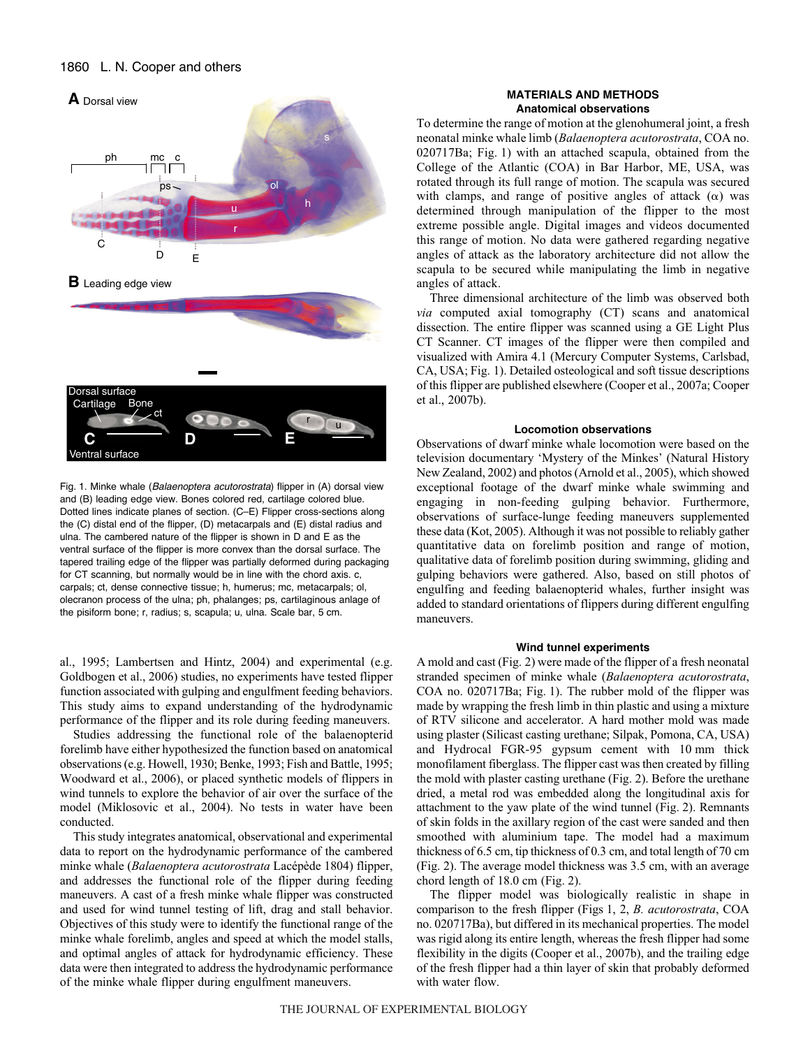Fig. 1. Minke whale (*Balaenoptera acutorostrata*) flipper in (A) dorsal view and (B) leading edge view. Bones colored red, cartilage colored blue. Dotted lines indicate planes of section. (C–E) Flipper cross-sections along the (C) distal end of the flipper, (D) metacarpals and (E) distal radius and ulna. The cambered nature of the flipper is shown in D and E as the ventral surface of the flipper is more convex than the dorsal surface. The tapered trailing edge of the flipper was partially deformed during packaging for CT scanning, but normally would be in line with the chord axis. c, carpals; ct, dense connective tissue; h, humerus; mc, metacarpals; ol, olecranon process of the ulna; ph, phalanges; ps, cartilaginous anlage of the pisiform bone; r, radius; s, scapula; u, ulna. Scale bar, 5 cm.

al., 1995; Lambertsen and Hintz, 2004) and experimental (e.g. Goldbogen et al., 2006) studies, no experiments have tested flipper function associated with gulping and engulfment feeding behaviors. This study aims to expand understanding of the hydrodynamic performance of the flipper and its role during feeding maneuvers.

Studies addressing the functional role of the balaenopterid forelimb have either hypothesized the function based on anatomical observations (e.g. Howell, 1930; Benke, 1993; Fish and Battle, 1995; Woodward et al., 2006), or placed synthetic models of flippers in wind tunnels to explore the behavior of air over the surface of the model (Miklosovic et al., 2004). No tests in water have been conducted.

This study integrates anatomical, observational and experimental data to report on the hydrodynamic performance of the cambered minke whale (*Balaenoptera acutorostrata* Lacépède 1804) flipper, and addresses the functional role of the flipper during feeding maneuvers. A cast of a fresh minke whale flipper was constructed and used for wind tunnel testing of lift, drag and stall behavior. Objectives of this study were to identify the functional range of the minke whale forelimb, angles and speed at which the model stalls, and optimal angles of attack for hydrodynamic efficiency. These data were then integrated to address the hydrodynamic performance of the minke whale flipper during engulfment maneuvers.

## MATERIALS AND METHODS

### Anatomical observations

To determine the range of motion at the glenohumeral joint, a fresh neonatal minke whale limb (*Balaenoptera acutorostrata*, COA no. 020717Ba; Fig. 1) with an attached scapula, obtained from the College of the Atlantic (COA) in Bar Harbor, ME, USA, was rotated through its full range of motion. The scapula was secured with clamps, and range of positive angles of attack ($\alpha$) was determined through manipulation of the flipper to the most extreme possible angle. Digital images and videos documented this range of motion. No data were gathered regarding negative angles of attack as the laboratory architecture did not allow the scapula to be secured while manipulating the limb in negative angles of attack.

Three dimensional architecture of the limb was observed both *via* computed axial tomography (CT) scans and anatomical dissection. The entire flipper was scanned using a GE Light Plus CT Scanner. CT images of the flipper were then compiled and visualized with Amira 4.1 (Mercury Computer Systems, Carlsbad, CA, USA; Fig. 1). Detailed osteological and soft tissue descriptions of this flipper are published elsewhere (Cooper et al., 2007a; Cooper et al., 2007b).

### Locomotion observations

Observations of dwarf minke whale locomotion were based on the television documentary 'Mystery of the Minkes' (Natural History New Zealand, 2002) and photos (Arnold et al., 2005), which showed exceptional footage of the dwarf minke whale swimming and engaging in non-feeding gulping behavior. Furthermore, observations of surface-lunge feeding maneuvers supplemented these data (Kot, 2005). Although it was not possible to reliably gather quantitative data on forelimb position and range of motion, qualitative data of forelimb position during swimming, gliding and gulping behaviors were gathered. Also, based on still photos of engulfing and feeding balaenopterid whales, further insight was added to standard orientations of flippers during different engulfing maneuvers.

### Wind tunnel experiments

A mold and cast (Fig. 2) were made of the flipper of a fresh neonatal stranded specimen of minke whale (*Balaenoptera acutorostrata*, COA no. 020717Ba; Fig. 1). The rubber mold of the flipper was made by wrapping the fresh limb in thin plastic and using a mixture of RTV silicone and accelerator. A hard mother mold was made using plaster (Silicast casting urethane; Silpak, Pomona, CA, USA) and Hydrocal FGR-95 gypsum cement with 10 mm thick monofilament fiberglass. The flipper cast was then created by filling the mold with plaster casting urethane (Fig. 2). Before the urethane dried, a metal rod was embedded along the longitudinal axis for attachment to the yaw plate of the wind tunnel (Fig. 2). Remnants of skin folds in the axillary region of the cast were sanded and then smoothed with aluminium tape. The model had a maximum thickness of 6.5 cm, tip thickness of 0.3 cm, and total length of 70 cm (Fig. 2). The average model thickness was 3.5 cm, with an average chord length of 18.0 cm (Fig. 2).

The flipper model was biologically realistic in shape in comparison to the fresh flipper (Figs 1, 2, *B. acutorostrata*, COA no. 020717Ba), but differed in its mechanical properties. The model was rigid along its entire length, whereas the fresh flipper had some flexibility in the digits (Cooper et al., 2007b), and the trailing edge of the fresh flipper had a thin layer of skin that probably deformed with water flow.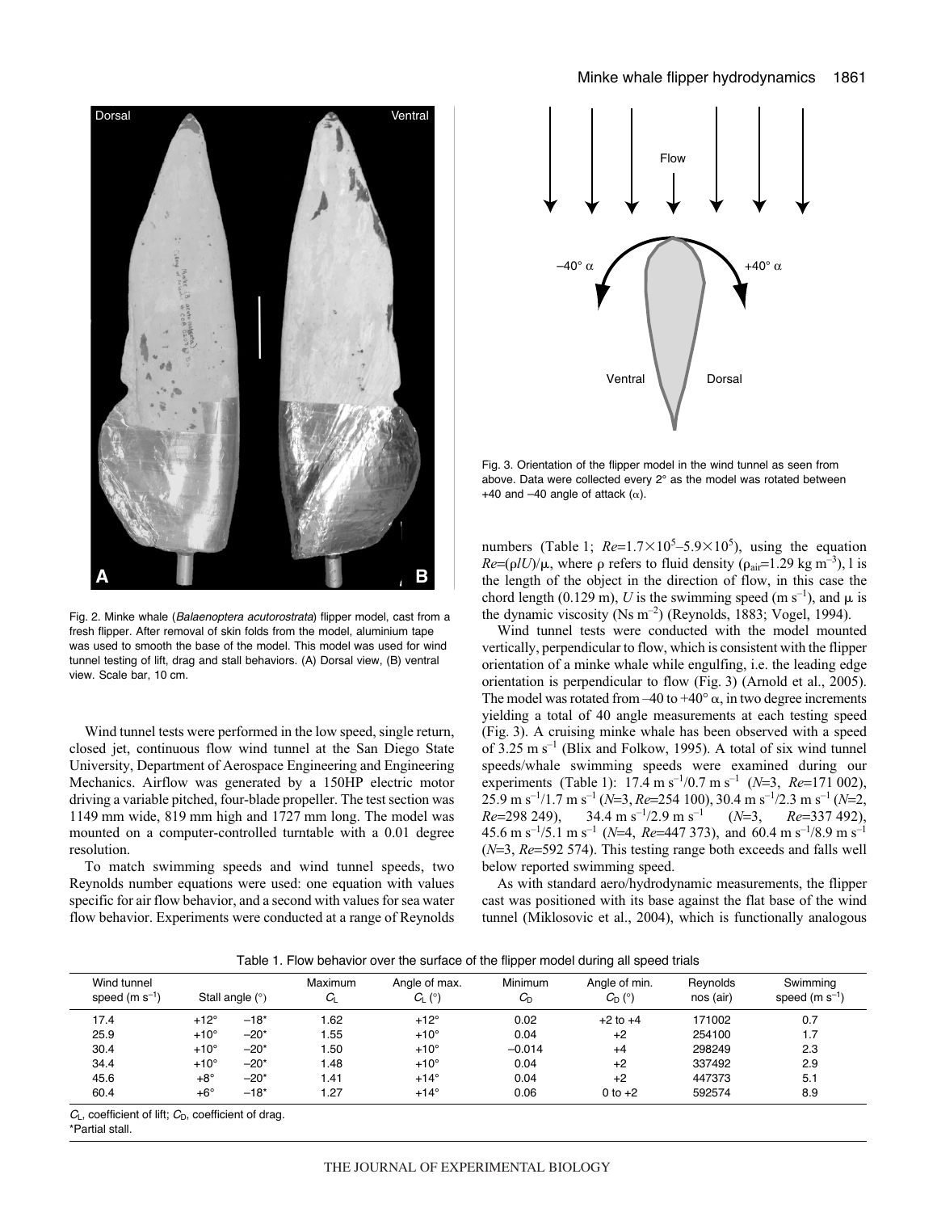Fig. 2. Minke whale (*Balaenoptera acutorostrata*) flipper model, cast from a fresh flipper. After removal of skin folds from the model, aluminium tape was used to smooth the base of the model. This model was used for wind tunnel testing of lift, drag and stall behaviors. (A) Dorsal view, (B) ventral view. Scale bar, 10 cm.

Wind tunnel tests were performed in the low speed, single return, closed jet, continuous flow wind tunnel at the San Diego State University, Department of Aerospace Engineering and Engineering Mechanics. Airflow was generated by a 150HP electric motor driving a variable pitched, four-blade propeller. The test section was 1149 mm wide, 819 mm high and 1727 mm long. The model was mounted on a computer-controlled turntable with a 0.01 degree resolution.

To match swimming speeds and wind tunnel speeds, two Reynolds number equations were used: one equation with values specific for air flow behavior, and a second with values for sea water flow behavior. Experiments were conducted at a range of Reynolds numbers (Table 1; $Re$=1.7×10$^5$–5.9×10$^5$), using the equation $Re$=($\rho lU$)/$\mu$, where $\rho$ refers to fluid density ($\rho_{air}$=1.29 kg m$^{-3}$), l is the length of the object in the direction of flow, in this case the chord length (0.129 m), $U$ is the swimming speed (m s$^{-1}$), and $\mu$ is the dynamic viscosity (Ns m$^{-2}$) (Reynolds, 1883; Vogel, 1994).

Fig. 3. Orientation of the flipper model in the wind tunnel as seen from above. Data were collected every 2° as the model was rotated between +40 and –40 angle of attack ($\alpha$).

Wind tunnel tests were conducted with the model mounted vertically, perpendicular to flow, which is consistent with the flipper orientation of a minke whale while engulfing, i.e. the leading edge orientation is perpendicular to flow (Fig. 3) (Arnold et al., 2005). The model was rotated from –40 to +40° $\alpha$, in two degree increments yielding a total of 40 angle measurements at each testing speed (Fig. 3). A cruising minke whale has been observed with a speed of 3.25 m s$^{-1}$ (Blix and Folkow, 1995). A total of six wind tunnel speeds/whale swimming speeds were examined during our experiments (Table 1): 17.4 m s$^{-1}$/0.7 m s$^{-1}$ ($N$=3, $Re$=171 002), 25.9 m s$^{-1}$/1.7 m s$^{-1}$ ($N$=3, $Re$=254 100), 30.4 m s$^{-1}$/2.3 m s$^{-1}$ ($N$=2, $Re$=298 249), 34.4 m s$^{-1}$/2.9 m s$^{-1}$ ($N$=3, $Re$=337 492), 45.6 m s$^{-1}$/5.1 m s$^{-1}$ ($N$=4, $Re$=447 373), and 60.4 m s$^{-1}$/8.9 m s$^{-1}$ ($N$=3, $Re$=592 574). This testing range both exceeds and falls well below reported swimming speed.

As with standard aero/hydrodynamic measurements, the flipper cast was positioned with its base against the flat base of the wind tunnel (Miklosovic et al., 2004), which is functionally analogous

Table 1. Flow behavior over the surface of the flipper model during all speed trials

| Wind tunnel speed (m s$^{-1}$) | Stall angle (°) | | Maximum $C_L$ | Angle of max. $C_L$ (°) | Minimum $C_D$ | Angle of min. $C_D$ (°) | Reynolds nos (air) | Swimming speed (m s$^{-1}$) |
|---|---|---|---|---|---|---|---|---|
| 17.4 | +12° | –18* | 1.62 | +12° | 0.02 | +2 to +4 | 171002 | 0.7 |
| 25.9 | +10° | –20* | 1.55 | +10° | 0.04 | +2 | 254100 | 1.7 |
| 30.4 | +10° | –20* | 1.50 | +10° | –0.014 | +4 | 298249 | 2.3 |
| 34.4 | +10° | –20* | 1.48 | +10° | 0.04 | +2 | 337492 | 2.9 |
| 45.6 | +8° | –20* | 1.41 | +14° | 0.04 | +2 | 447373 | 5.1 |
| 60.4 | +6° | –18* | 1.27 | +14° | 0.06 | 0 to +2 | 592574 | 8.9 |

$C_L$, coefficient of lift; $C_D$, coefficient of drag.
*Partial stall.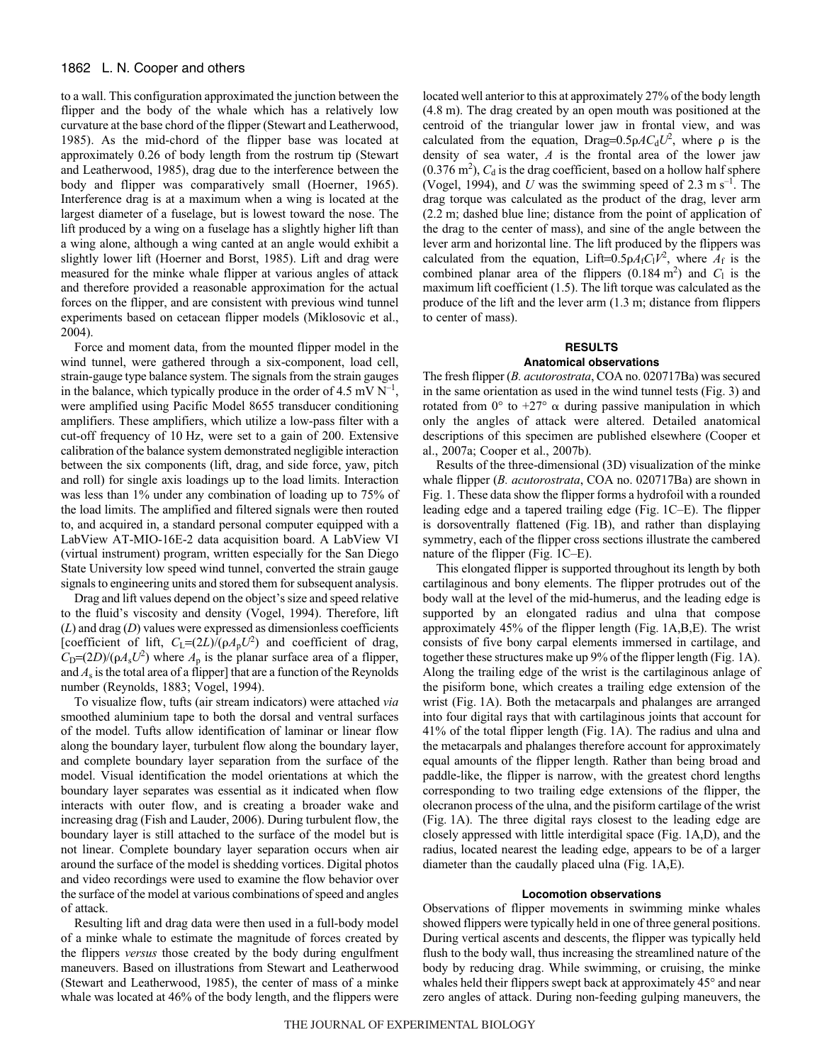to a wall. This configuration approximated the junction between the flipper and the body of the whale which has a relatively low curvature at the base chord of the flipper (Stewart and Leatherwood, 1985). As the mid-chord of the flipper base was located at approximately 0.26 of body length from the rostrum tip (Stewart and Leatherwood, 1985), drag due to the interference between the body and flipper was comparatively small (Hoerner, 1965). Interference drag is at a maximum when a wing is located at the largest diameter of a fuselage, but is lowest toward the nose. The lift produced by a wing on a fuselage has a slightly higher lift than a wing alone, although a wing canted at an angle would exhibit a slightly lower lift (Hoerner and Borst, 1985). Lift and drag were measured for the minke whale flipper at various angles of attack and therefore provided a reasonable approximation for the actual forces on the flipper, and are consistent with previous wind tunnel experiments based on cetacean flipper models (Miklosovic et al., 2004).

Force and moment data, from the mounted flipper model in the wind tunnel, were gathered through a six-component, load cell, strain-gauge type balance system. The signals from the strain gauges in the balance, which typically produce in the order of 4.5 mV $N^{-1}$, were amplified using Pacific Model 8655 transducer conditioning amplifiers. These amplifiers, which utilize a low-pass filter with a cut-off frequency of 10 Hz, were set to a gain of 200. Extensive calibration of the balance system demonstrated negligible interaction between the six components (lift, drag, and side force, yaw, pitch and roll) for single axis loadings up to the load limits. Interaction was less than 1% under any combination of loading up to 75% of the load limits. The amplified and filtered signals were then routed to, and acquired in, a standard personal computer equipped with a LabView AT-MIO-16E-2 data acquisition board. A LabView VI (virtual instrument) program, written especially for the San Diego State University low speed wind tunnel, converted the strain gauge signals to engineering units and stored them for subsequent analysis.

Drag and lift values depend on the object's size and speed relative to the fluid's viscosity and density (Vogel, 1994). Therefore, lift ($L$) and drag ($D$) values were expressed as dimensionless coefficients [coefficient of lift, $C_L=(2L)/(\rho A_p U^2)$ and coefficient of drag, $C_D=(2D)/(\rho A_s U^2)$ where $A_p$ is the planar surface area of a flipper, and $A_s$ is the total area of a flipper] that are a function of the Reynolds number (Reynolds, 1883; Vogel, 1994).

To visualize flow, tufts (air stream indicators) were attached *via* smoothed aluminium tape to both the dorsal and ventral surfaces of the model. Tufts allow identification of laminar or linear flow along the boundary layer, turbulent flow along the boundary layer, and complete boundary layer separation from the surface of the model. Visual identification the model orientations at which the boundary layer separates was essential as it indicated when flow interacts with outer flow, and is creating a broader wake and increasing drag (Fish and Lauder, 2006). During turbulent flow, the boundary layer is still attached to the surface of the model but is not linear. Complete boundary layer separation occurs when air around the surface of the model is shedding vortices. Digital photos and video recordings were used to examine the flow behavior over the surface of the model at various combinations of speed and angles of attack.

Resulting lift and drag data were then used in a full-body model of a minke whale to estimate the magnitude of forces created by the flippers *versus* those created by the body during engulfment maneuvers. Based on illustrations from Stewart and Leatherwood (Stewart and Leatherwood, 1985), the center of mass of a minke whale was located at 46% of the body length, and the flippers were located well anterior to this at approximately 27% of the body length (4.8 m). The drag created by an open mouth was positioned at the centroid of the triangular lower jaw in frontal view, and was calculated from the equation, Drag$=0.5\rho AC_d U^2$, where $\rho$ is the density of sea water, $A$ is the frontal area of the lower jaw ($0.376\ m^2$), $C_d$ is the drag coefficient, based on a hollow half sphere (Vogel, 1994), and $U$ was the swimming speed of 2.3 m $s^{-1}$. The drag torque was calculated as the product of the drag, lever arm (2.2 m; dashed blue line; distance from the point of application of the drag to the center of mass), and sine of the angle between the lever arm and horizontal line. The lift produced by the flippers was calculated from the equation, Lift$=0.5\rho A_f C_l V^2$, where $A_f$ is the combined planar area of the flippers ($0.184\ m^2$) and $C_l$ is the maximum lift coefficient (1.5). The lift torque was calculated as the produce of the lift and the lever arm (1.3 m; distance from flippers to center of mass).

## RESULTS

### Anatomical observations

The fresh flipper (*B. acutorostrata*, COA no. 020717Ba) was secured in the same orientation as used in the wind tunnel tests (Fig. 3) and rotated from 0° to +27° $\alpha$ during passive manipulation in which only the angles of attack were altered. Detailed anatomical descriptions of this specimen are published elsewhere (Cooper et al., 2007a; Cooper et al., 2007b).

Results of the three-dimensional (3D) visualization of the minke whale flipper (*B. acutorostrata*, COA no. 020717Ba) are shown in Fig. 1. These data show the flipper forms a hydrofoil with a rounded leading edge and a tapered trailing edge (Fig. 1C–E). The flipper is dorsoventrally flattened (Fig. 1B), and rather than displaying symmetry, each of the flipper cross sections illustrate the cambered nature of the flipper (Fig. 1C–E).

This elongated flipper is supported throughout its length by both cartilaginous and bony elements. The flipper protrudes out of the body wall at the level of the mid-humerus, and the leading edge is supported by an elongated radius and ulna that compose approximately 45% of the flipper length (Fig. 1A,B,E). The wrist consists of five bony carpal elements immersed in cartilage, and together these structures make up 9% of the flipper length (Fig. 1A). Along the trailing edge of the wrist is the cartilaginous anlage of the pisiform bone, which creates a trailing edge extension of the wrist (Fig. 1A). Both the metacarpals and phalanges are arranged into four digital rays that with cartilaginous joints that account for 41% of the total flipper length (Fig. 1A). The radius and ulna and the metacarpals and phalanges therefore account for approximately equal amounts of the flipper length. Rather than being broad and paddle-like, the flipper is narrow, with the greatest chord lengths corresponding to two trailing edge extensions of the flipper, the olecranon process of the ulna, and the pisiform cartilage of the wrist (Fig. 1A). The three digital rays closest to the leading edge are closely appressed with little interdigital space (Fig. 1A,D), and the radius, located nearest the leading edge, appears to be of a larger diameter than the caudally placed ulna (Fig. 1A,E).

### Locomotion observations

Observations of flipper movements in swimming minke whales showed flippers were typically held in one of three general positions. During vertical ascents and descents, the flipper was typically held flush to the body wall, thus increasing the streamlined nature of the body by reducing drag. While swimming, or cruising, the minke whales held their flippers swept back at approximately 45° and near zero angles of attack. During non-feeding gulping maneuvers, the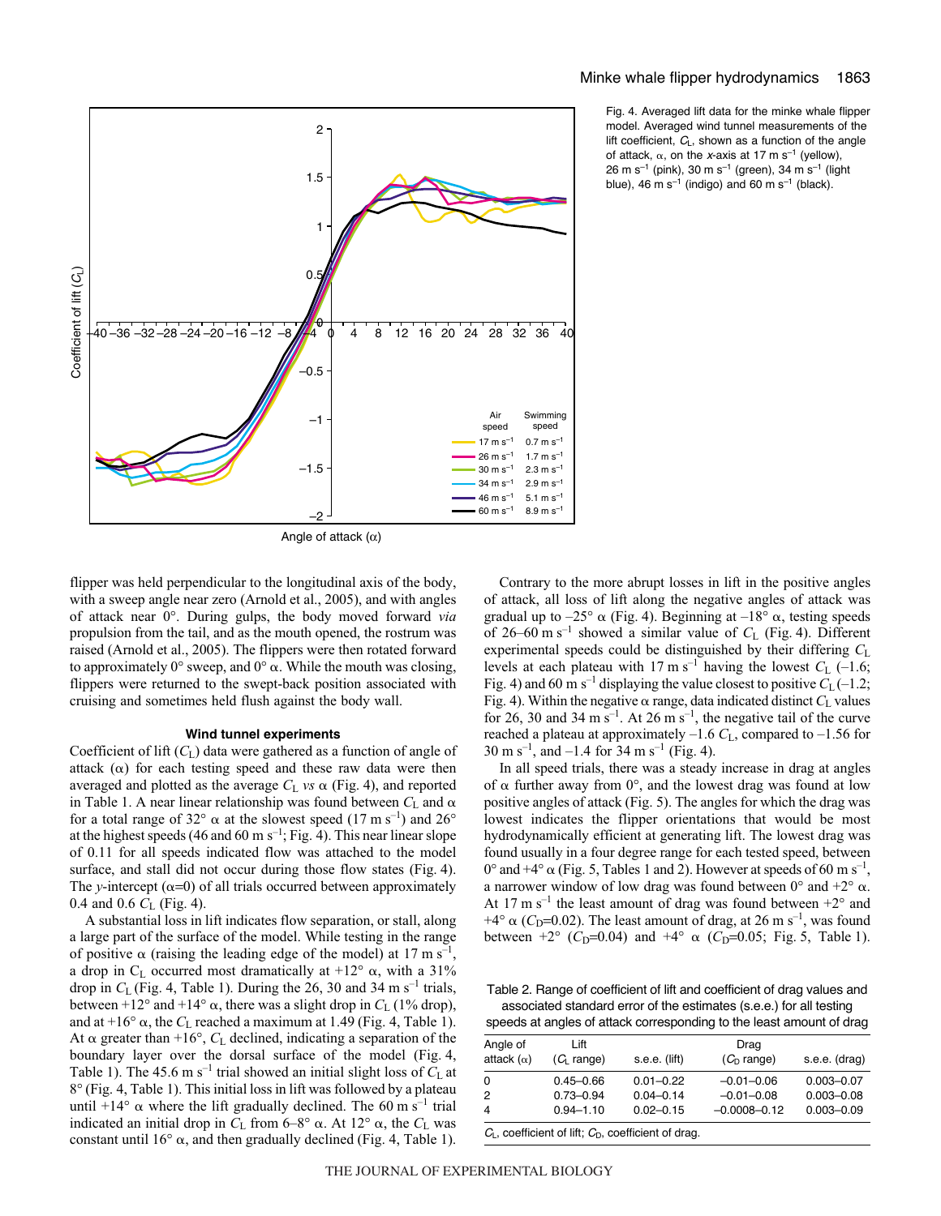Fig. 4. Averaged lift data for the minke whale flipper model. Averaged wind tunnel measurements of the lift coefficient, $C_L$, shown as a function of the angle of attack, α, on the *x*-axis at 17 m s$^{-1}$ (yellow), 26 m s$^{-1}$ (pink), 30 m s$^{-1}$ (green), 34 m s$^{-1}$ (light blue), 46 m s$^{-1}$ (indigo) and 60 m s$^{-1}$ (black).

flipper was held perpendicular to the longitudinal axis of the body, with a sweep angle near zero (Arnold et al., 2005), and with angles of attack near 0°. During gulps, the body moved forward *via* propulsion from the tail, and as the mouth opened, the rostrum was raised (Arnold et al., 2005). The flippers were then rotated forward to approximately 0° sweep, and 0° α. While the mouth was closing, flippers were returned to the swept-back position associated with cruising and sometimes held flush against the body wall.

### Wind tunnel experiments

Coefficient of lift ($C_L$) data were gathered as a function of angle of attack (α) for each testing speed and these raw data were then averaged and plotted as the average $C_L$ *vs* α (Fig. 4), and reported in Table 1. A near linear relationship was found between $C_L$ and α for a total range of 32° α at the slowest speed (17 m s$^{-1}$) and 26° at the highest speeds (46 and 60 m s$^{-1}$; Fig. 4). This near linear slope of 0.11 for all speeds indicated flow was attached to the model surface, and stall did not occur during those flow states (Fig. 4). The *y*-intercept (α=0) of all trials occurred between approximately 0.4 and 0.6 $C_L$ (Fig. 4).

A substantial loss in lift indicates flow separation, or stall, along a large part of the surface of the model. While testing in the range of positive α (raising the leading edge of the model) at 17 m s$^{-1}$, a drop in $C_L$ occurred most dramatically at +12° α, with a 31% drop in $C_L$ (Fig. 4, Table 1). During the 26, 30 and 34 m s$^{-1}$ trials, between +12° and +14° α, there was a slight drop in $C_L$ (1% drop), and at +16° α, the $C_L$ reached a maximum at 1.49 (Fig. 4, Table 1). At α greater than +16°, $C_L$ declined, indicating a separation of the boundary layer over the dorsal surface of the model (Fig. 4, Table 1). The 45.6 m s$^{-1}$ trial showed an initial slight loss of $C_L$ at 8° (Fig. 4, Table 1). This initial loss in lift was followed by a plateau until +14° α where the lift gradually declined. The 60 m s$^{-1}$ trial indicated an initial drop in $C_L$ from 6–8° α. At 12° α, the $C_L$ was constant until 16° α, and then gradually declined (Fig. 4, Table 1).

Contrary to the more abrupt losses in lift in the positive angles of attack, all loss of lift along the negative angles of attack was gradual up to –25° α (Fig. 4). Beginning at –18° α, testing speeds of 26–60 m s$^{-1}$ showed a similar value of $C_L$ (Fig. 4). Different experimental speeds could be distinguished by their differing $C_L$ levels at each plateau with 17 m s$^{-1}$ having the lowest $C_L$ (–1.6; Fig. 4) and 60 m s$^{-1}$ displaying the value closest to positive $C_L$ (–1.2; Fig. 4). Within the negative α range, data indicated distinct $C_L$ values for 26, 30 and 34 m s$^{-1}$. At 26 m s$^{-1}$, the negative tail of the curve reached a plateau at approximately –1.6 $C_L$, compared to –1.56 for 30 m s$^{-1}$, and –1.4 for 34 m s$^{-1}$ (Fig. 4).

In all speed trials, there was a steady increase in drag at angles of α further away from 0°, and the lowest drag was found at low positive angles of attack (Fig. 5). The angles for which the drag was lowest indicates the flipper orientations that would be most hydrodynamically efficient at generating lift. The lowest drag was found usually in a four degree range for each tested speed, between 0° and +4° α (Fig. 5, Tables 1 and 2). However at speeds of 60 m s$^{-1}$, a narrower window of low drag was found between 0° and +2° α. At 17 m s$^{-1}$ the least amount of drag was found between +2° and +4° α ($C_D$=0.02). The least amount of drag, at 26 m s$^{-1}$, was found between +2° ($C_D$=0.04) and +4° α ($C_D$=0.05; Fig. 5, Table 1).

Table 2. Range of coefficient of lift and coefficient of drag values and associated standard error of the estimates (s.e.e.) for all testing speeds at angles of attack corresponding to the least amount of drag

| Angle of attack (α) | Lift ($C_L$ range) | s.e.e. (lift) | Drag ($C_D$ range) | s.e.e. (drag) |
|---|---|---|---|---|
| 0 | 0.45–0.66 | 0.01–0.22 | –0.01–0.06 | 0.003–0.07 |
| 2 | 0.73–0.94 | 0.04–0.14 | –0.01–0.08 | 0.003–0.08 |
| 4 | 0.94–1.10 | 0.02–0.15 | –0.0008–0.12 | 0.003–0.09 |

$C_L$, coefficient of lift; $C_D$, coefficient of drag.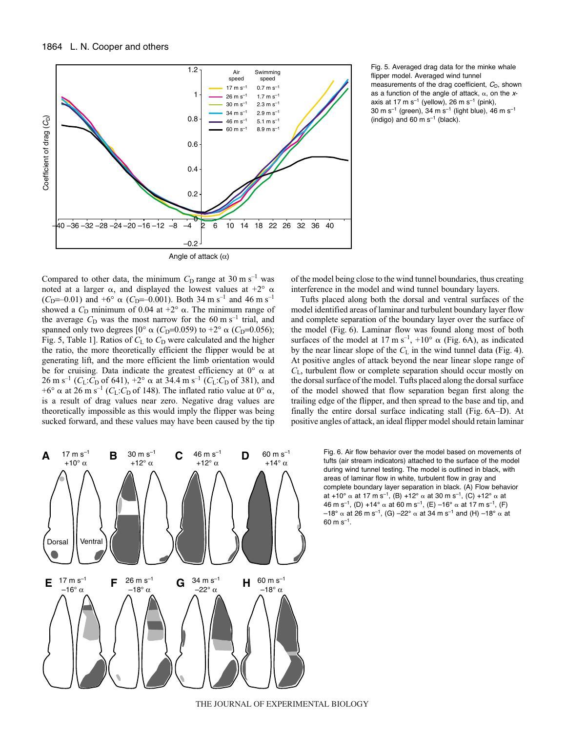Fig. 5. Averaged drag data for the minke whale flipper model. Averaged wind tunnel measurements of the drag coefficient, $C_D$, shown as a function of the angle of attack, α, on the *x*-axis at 17 m s$^{-1}$ (yellow), 26 m s$^{-1}$ (pink), 30 m s$^{-1}$ (green), 34 m s$^{-1}$ (light blue), 46 m s$^{-1}$ (indigo) and 60 m s$^{-1}$ (black).

Compared to other data, the minimum $C_D$ range at 30 m s$^{-1}$ was noted at a larger α, and displayed the lowest values at +2° α ($C_D$=–0.01) and +6° α ($C_D$=–0.001). Both 34 m s$^{-1}$ and 46 m s$^{-1}$ showed a $C_D$ minimum of 0.04 at +2° α. The minimum range of the average $C_D$ was the most narrow for the 60 m s$^{-1}$ trial, and spanned only two degrees [0° α ($C_D$=0.059) to +2° α ($C_D$=0.056); Fig. 5, Table 1]. Ratios of $C_L$ to $C_D$ were calculated and the higher the ratio, the more theoretically efficient the flipper would be at generating lift, and the more efficient the limb orientation would be for cruising. Data indicate the greatest efficiency at 0° α at 26 m s$^{-1}$ ($C_L$:$C_D$ of 641), +2° α at 34.4 m s$^{-1}$ ($C_L$:$C_D$ of 381), and +6° α at 26 m s$^{-1}$ ($C_L$:$C_D$ of 148). The inflated ratio value at 0° α, is a result of drag values near zero. Negative drag values are theoretically impossible as this would imply the flipper was being sucked forward, and these values may have been caused by the tip of the model being close to the wind tunnel boundaries, thus creating interference in the model and wind tunnel boundary layers.

Tufts placed along both the dorsal and ventral surfaces of the model identified areas of laminar and turbulent boundary layer flow and complete separation of the boundary layer over the surface of the model (Fig. 6). Laminar flow was found along most of both surfaces of the model at 17 m s$^{-1}$, +10° α (Fig. 6A), as indicated by the near linear slope of the $C_L$ in the wind tunnel data (Fig. 4). At positive angles of attack beyond the near linear slope range of $C_L$, turbulent flow or complete separation should occur mostly on the dorsal surface of the model. Tufts placed along the dorsal surface of the model showed that flow separation began first along the trailing edge of the flipper, and then spread to the base and tip, and finally the entire dorsal surface indicating stall (Fig. 6A–D). At positive angles of attack, an ideal flipper model should retain laminar

Fig. 6. Air flow behavior over the model based on movements of tufts (air stream indicators) attached to the surface of the model during wind tunnel testing. The model is outlined in black, with areas of laminar flow in white, turbulent flow in gray and complete boundary layer separation in black. (A) Flow behavior at +10° α at 17 m s$^{-1}$, (B) +12° α at 30 m s$^{-1}$, (C) +12° α at 46 m s$^{-1}$, (D) +14° α at 60 m s$^{-1}$, (E) –16° α at 17 m s$^{-1}$, (F) –18° α at 26 m s$^{-1}$, (G) –22° α at 34 m s$^{-1}$ and (H) –18° α at 60 m s$^{-1}$.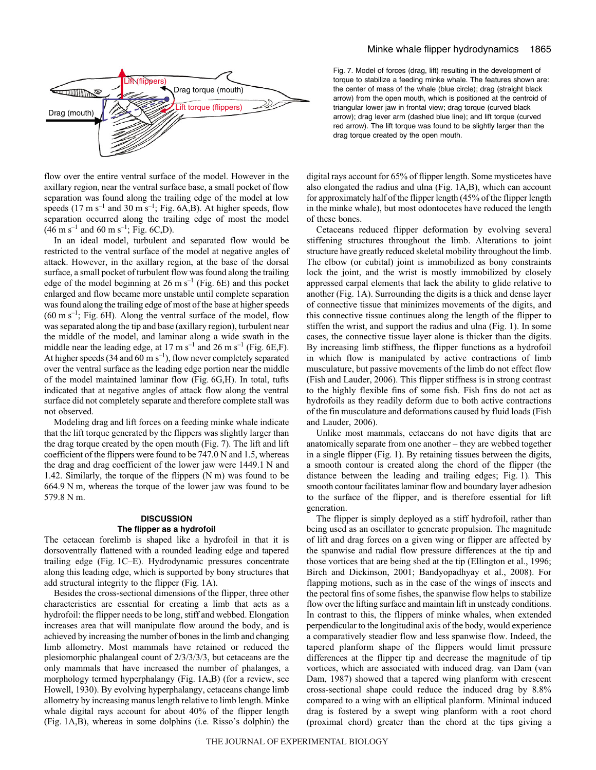Fig. 7. Model of forces (drag, lift) resulting in the development of torque to stabilize a feeding minke whale. The features shown are: the center of mass of the whale (blue circle); drag (straight black arrow) from the open mouth, which is positioned at the centroid of triangular lower jaw in frontal view; drag torque (curved black arrow); drag lever arm (dashed blue line); and lift torque (curved red arrow). The lift torque was found to be slightly larger than the drag torque created by the open mouth.

flow over the entire ventral surface of the model. However in the axillary region, near the ventral surface base, a small pocket of flow separation was found along the trailing edge of the model at low speeds (17 m s$^{-1}$ and 30 m s$^{-1}$; Fig. 6A,B). At higher speeds, flow separation occurred along the trailing edge of most the model (46 m s$^{-1}$ and 60 m s$^{-1}$; Fig. 6C,D).

In an ideal model, turbulent and separated flow would be restricted to the ventral surface of the model at negative angles of attack. However, in the axillary region, at the base of the dorsal surface, a small pocket of turbulent flow was found along the trailing edge of the model beginning at 26 m s$^{-1}$ (Fig. 6E) and this pocket enlarged and flow became more unstable until complete separation was found along the trailing edge of most of the base at higher speeds (60 m s$^{-1}$; Fig. 6H). Along the ventral surface of the model, flow was separated along the tip and base (axillary region), turbulent near the middle of the model, and laminar along a wide swath in the middle near the leading edge, at 17 m s$^{-1}$ and 26 m s$^{-1}$ (Fig. 6E,F). At higher speeds (34 and 60 m s$^{-1}$), flow never completely separated over the ventral surface as the leading edge portion near the middle of the model maintained laminar flow (Fig. 6G,H). In total, tufts indicated that at negative angles of attack flow along the ventral surface did not completely separate and therefore complete stall was not observed.

Modeling drag and lift forces on a feeding minke whale indicate that the lift torque generated by the flippers was slightly larger than the drag torque created by the open mouth (Fig. 7). The lift and lift coefficient of the flippers were found to be 747.0 N and 1.5, whereas the drag and drag coefficient of the lower jaw were 1449.1 N and 1.42. Similarly, the torque of the flippers (N m) was found to be 664.9 N m, whereas the torque of the lower jaw was found to be 579.8 N m.

## DISCUSSION

### The flipper as a hydrofoil

The cetacean forelimb is shaped like a hydrofoil in that it is dorsoventrally flattened with a rounded leading edge and tapered trailing edge (Fig. 1C–E). Hydrodynamic pressures concentrate along this leading edge, which is supported by bony structures that add structural integrity to the flipper (Fig. 1A).

Besides the cross-sectional dimensions of the flipper, three other characteristics are essential for creating a limb that acts as a hydrofoil: the flipper needs to be long, stiff and webbed. Elongation increases area that will manipulate flow around the body, and is achieved by increasing the number of bones in the limb and changing limb allometry. Most mammals have retained or reduced the plesiomorphic phalangeal count of 2/3/3/3/3, but cetaceans are the only mammals that have increased the number of phalanges, a morphology termed hyperphalangy (Fig. 1A,B) (for a review, see Howell, 1930). By evolving hyperphalangy, cetaceans change limb allometry by increasing manus length relative to limb length. Minke whale digital rays account for about 40% of the flipper length (Fig. 1A,B), whereas in some dolphins (i.e. Risso's dolphin) the digital rays account for 65% of flipper length. Some mysticetes have also elongated the radius and ulna (Fig. 1A,B), which can account for approximately half of the flipper length (45% of the flipper length in the minke whale), but most odontocetes have reduced the length of these bones.

Cetaceans reduced flipper deformation by evolving several stiffening structures throughout the limb. Alterations to joint structure have greatly reduced skeletal mobility throughout the limb. The elbow (or cubital) joint is immobilized as bony constraints lock the joint, and the wrist is mostly immobilized by closely appressed carpal elements that lack the ability to glide relative to another (Fig. 1A). Surrounding the digits is a thick and dense layer of connective tissue that minimizes movements of the digits, and this connective tissue continues along the length of the flipper to stiffen the wrist, and support the radius and ulna (Fig. 1). In some cases, the connective tissue layer alone is thicker than the digits. By increasing limb stiffness, the flipper functions as a hydrofoil in which flow is manipulated by active contractions of limb musculature, but passive movements of the limb do not effect flow (Fish and Lauder, 2006). This flipper stiffness is in strong contrast to the highly flexible fins of some fish. Fish fins do not act as hydrofoils as they readily deform due to both active contractions of the fin musculature and deformations caused by fluid loads (Fish and Lauder, 2006).

Unlike most mammals, cetaceans do not have digits that are anatomically separate from one another – they are webbed together in a single flipper (Fig. 1). By retaining tissues between the digits, a smooth contour is created along the chord of the flipper (the distance between the leading and trailing edges; Fig. 1). This smooth contour facilitates laminar flow and boundary layer adhesion to the surface of the flipper, and is therefore essential for lift generation.

The flipper is simply deployed as a stiff hydrofoil, rather than being used as an oscillator to generate propulsion. The magnitude of lift and drag forces on a given wing or flipper are affected by the spanwise and radial flow pressure differences at the tip and those vortices that are being shed at the tip (Ellington et al., 1996; Birch and Dickinson, 2001; Bandyopadhyay et al., 2008). For flapping motions, such as in the case of the wings of insects and the pectoral fins of some fishes, the spanwise flow helps to stabilize flow over the lifting surface and maintain lift in unsteady conditions. In contrast to this, the flippers of minke whales, when extended perpendicular to the longitudinal axis of the body, would experience a comparatively steadier flow and less spanwise flow. Indeed, the tapered planform shape of the flippers would limit pressure differences at the flipper tip and decrease the magnitude of tip vortices, which are associated with induced drag. van Dam (van Dam, 1987) showed that a tapered wing planform with crescent cross-sectional shape could reduce the induced drag by 8.8% compared to a wing with an elliptical planform. Minimal induced drag is fostered by a swept wing planform with a root chord (proximal chord) greater than the chord at the tips giving a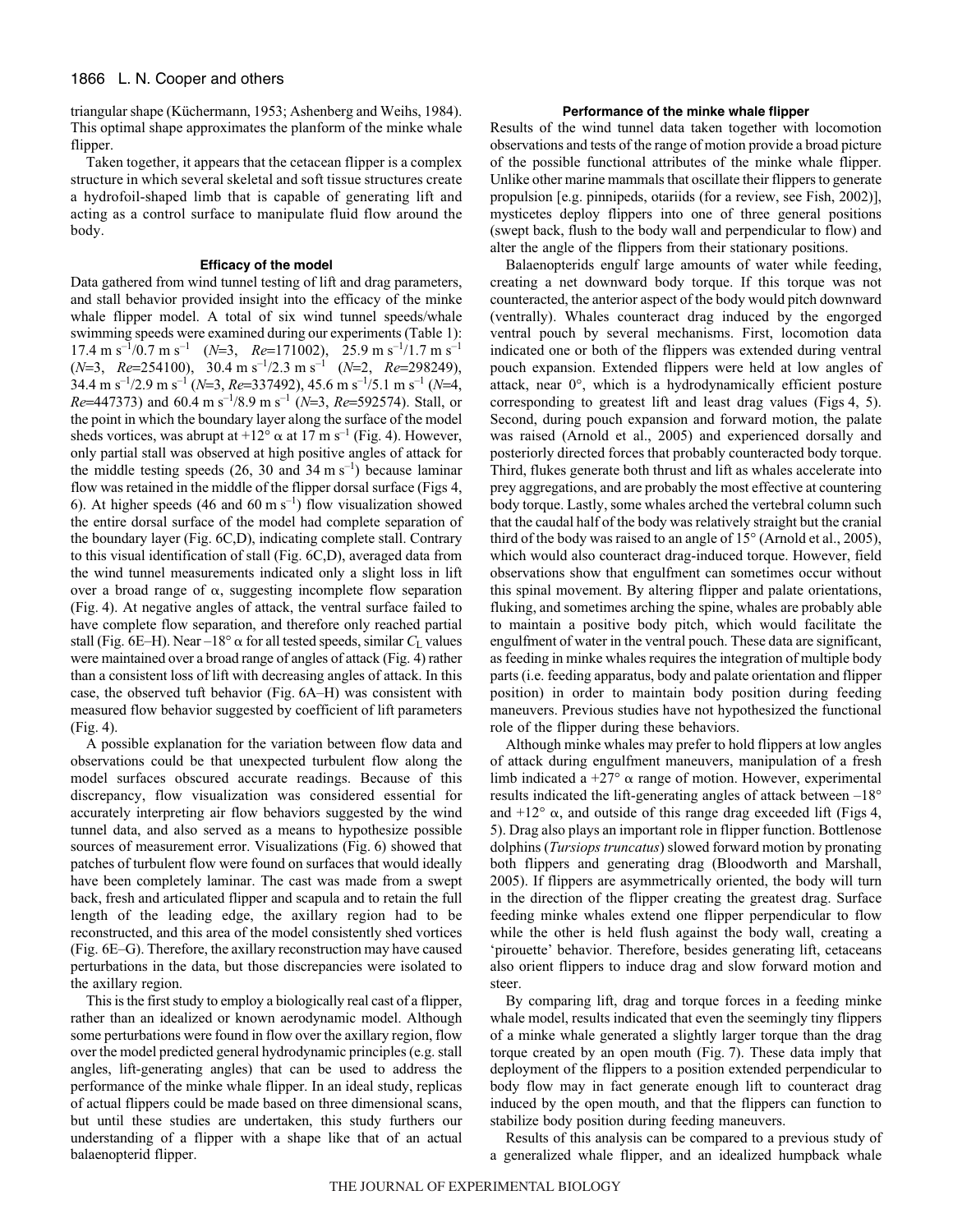triangular shape (Küchermann, 1953; Ashenberg and Weihs, 1984). This optimal shape approximates the planform of the minke whale flipper.

Taken together, it appears that the cetacean flipper is a complex structure in which several skeletal and soft tissue structures create a hydrofoil-shaped limb that is capable of generating lift and acting as a control surface to manipulate fluid flow around the body.

### Efficacy of the model

Data gathered from wind tunnel testing of lift and drag parameters, and stall behavior provided insight into the efficacy of the minke whale flipper model. A total of six wind tunnel speeds/whale swimming speeds were examined during our experiments (Table 1): 17.4 m s$^{-1}$/0.7 m s$^{-1}$ ($N$=3, $Re$=171002), 25.9 m s$^{-1}$/1.7 m s$^{-1}$ ($N$=3, $Re$=254100), 30.4 m s$^{-1}$/2.3 m s$^{-1}$ ($N$=2, $Re$=298249), 34.4 m s$^{-1}$/2.9 m s$^{-1}$ ($N$=3, $Re$=337492), 45.6 m s$^{-1}$/5.1 m s$^{-1}$ ($N$=4, $Re$=447373) and 60.4 m s$^{-1}$/8.9 m s$^{-1}$ ($N$=3, $Re$=592574). Stall, or the point in which the boundary layer along the surface of the model sheds vortices, was abrupt at +12° α at 17 m s$^{-1}$ (Fig. 4). However, only partial stall was observed at high positive angles of attack for the middle testing speeds (26, 30 and 34 m s$^{-1}$) because laminar flow was retained in the middle of the flipper dorsal surface (Figs 4, 6). At higher speeds (46 and 60 m s$^{-1}$) flow visualization showed the entire dorsal surface of the model had complete separation of the boundary layer (Fig. 6C,D), indicating complete stall. Contrary to this visual identification of stall (Fig. 6C,D), averaged data from the wind tunnel measurements indicated only a slight loss in lift over a broad range of α, suggesting incomplete flow separation (Fig. 4). At negative angles of attack, the ventral surface failed to have complete flow separation, and therefore only reached partial stall (Fig. 6E–H). Near –18° α for all tested speeds, similar $C_L$ values were maintained over a broad range of angles of attack (Fig. 4) rather than a consistent loss of lift with decreasing angles of attack. In this case, the observed tuft behavior (Fig. 6A–H) was consistent with measured flow behavior suggested by coefficient of lift parameters (Fig. 4).

A possible explanation for the variation between flow data and observations could be that unexpected turbulent flow along the model surfaces obscured accurate readings. Because of this discrepancy, flow visualization was considered essential for accurately interpreting air flow behaviors suggested by the wind tunnel data, and also served as a means to hypothesize possible sources of measurement error. Visualizations (Fig. 6) showed that patches of turbulent flow were found on surfaces that would ideally have been completely laminar. The cast was made from a swept back, fresh and articulated flipper and scapula and to retain the full length of the leading edge, the axillary region had to be reconstructed, and this area of the model consistently shed vortices (Fig. 6E–G). Therefore, the axillary reconstruction may have caused perturbations in the data, but those discrepancies were isolated to the axillary region.

This is the first study to employ a biologically real cast of a flipper, rather than an idealized or known aerodynamic model. Although some perturbations were found in flow over the axillary region, flow over the model predicted general hydrodynamic principles (e.g. stall angles, lift-generating angles) that can be used to address the performance of the minke whale flipper. In an ideal study, replicas of actual flippers could be made based on three dimensional scans, but until these studies are undertaken, this study furthers our understanding of a flipper with a shape like that of an actual balaenopterid flipper.

### Performance of the minke whale flipper

Results of the wind tunnel data taken together with locomotion observations and tests of the range of motion provide a broad picture of the possible functional attributes of the minke whale flipper. Unlike other marine mammals that oscillate their flippers to generate propulsion [e.g. pinnipeds, otariids (for a review, see Fish, 2002)], mysticetes deploy flippers into one of three general positions (swept back, flush to the body wall and perpendicular to flow) and alter the angle of the flippers from their stationary positions.

Balaenopterids engulf large amounts of water while feeding, creating a net downward body torque. If this torque was not counteracted, the anterior aspect of the body would pitch downward (ventrally). Whales counteract drag induced by the engorged ventral pouch by several mechanisms. First, locomotion data indicated one or both of the flippers was extended during ventral pouch expansion. Extended flippers were held at low angles of attack, near 0°, which is a hydrodynamically efficient posture corresponding to greatest lift and least drag values (Figs 4, 5). Second, during pouch expansion and forward motion, the palate was raised (Arnold et al., 2005) and experienced dorsally and posteriorly directed forces that probably counteracted body torque. Third, flukes generate both thrust and lift as whales accelerate into prey aggregations, and are probably the most effective at countering body torque. Lastly, some whales arched the vertebral column such that the caudal half of the body was relatively straight but the cranial third of the body was raised to an angle of 15° (Arnold et al., 2005), which would also counteract drag-induced torque. However, field observations show that engulfment can sometimes occur without this spinal movement. By altering flipper and palate orientations, fluking, and sometimes arching the spine, whales are probably able to maintain a positive body pitch, which would facilitate the engulfment of water in the ventral pouch. These data are significant, as feeding in minke whales requires the integration of multiple body parts (i.e. feeding apparatus, body and palate orientation and flipper position) in order to maintain body position during feeding maneuvers. Previous studies have not hypothesized the functional role of the flipper during these behaviors.

Although minke whales may prefer to hold flippers at low angles of attack during engulfment maneuvers, manipulation of a fresh limb indicated a +27° α range of motion. However, experimental results indicated the lift-generating angles of attack between –18° and +12° α, and outside of this range drag exceeded lift (Figs 4, 5). Drag also plays an important role in flipper function. Bottlenose dolphins (*Tursiops truncatus*) slowed forward motion by pronating both flippers and generating drag (Bloodworth and Marshall, 2005). If flippers are asymmetrically oriented, the body will turn in the direction of the flipper creating the greatest drag. Surface feeding minke whales extend one flipper perpendicular to flow while the other is held flush against the body wall, creating a 'pirouette' behavior. Therefore, besides generating lift, cetaceans also orient flippers to induce drag and slow forward motion and steer.

By comparing lift, drag and torque forces in a feeding minke whale model, results indicated that even the seemingly tiny flippers of a minke whale generated a slightly larger torque than the drag torque created by an open mouth (Fig. 7). These data imply that deployment of the flippers to a position extended perpendicular to body flow may in fact generate enough lift to counteract drag induced by the open mouth, and that the flippers can function to stabilize body position during feeding maneuvers.

Results of this analysis can be compared to a previous study of a generalized whale flipper, and an idealized humpback whale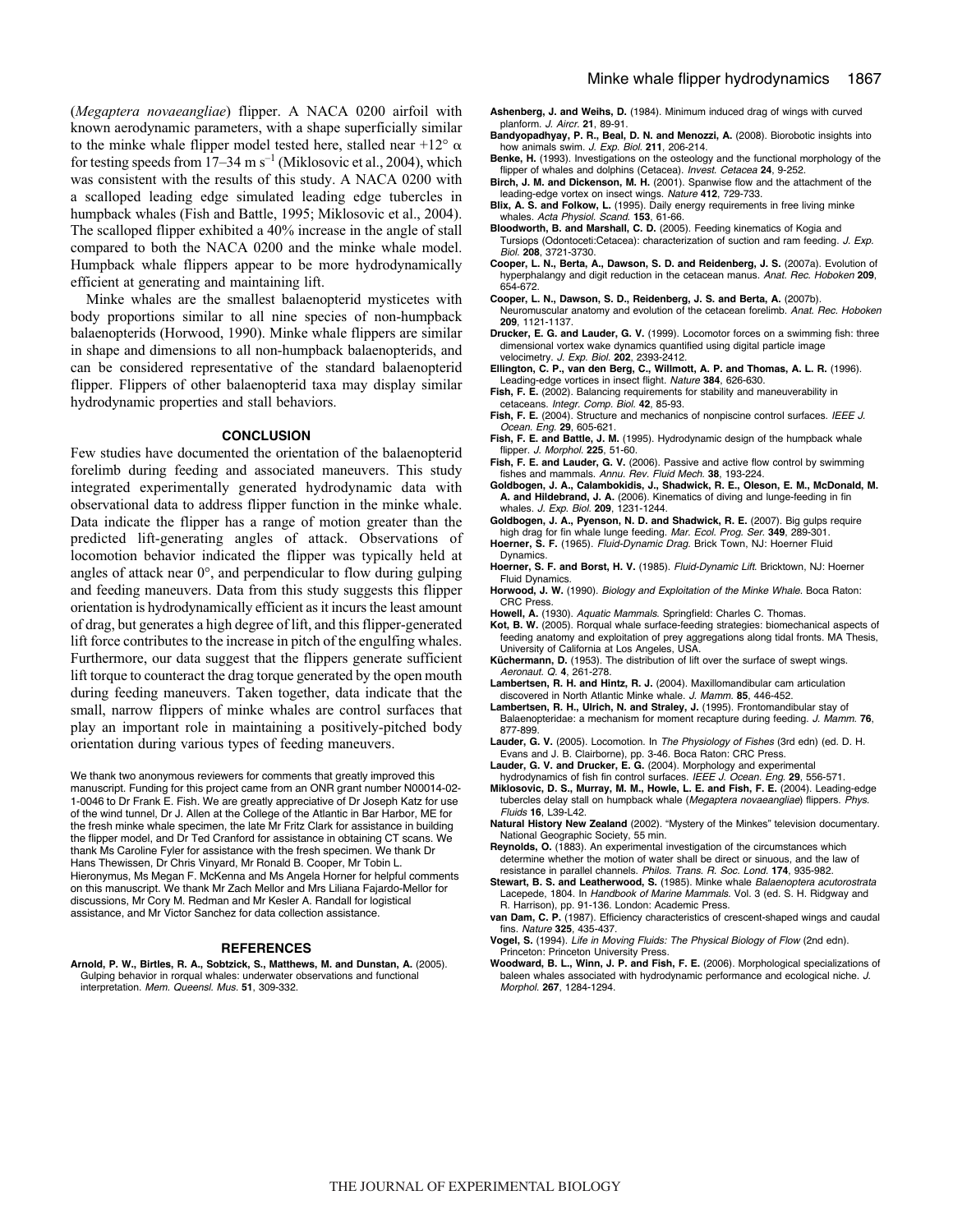(*Megaptera novaeangliae*) flipper. A NACA 0200 airfoil with known aerodynamic parameters, with a shape superficially similar to the minke whale flipper model tested here, stalled near +12° α for testing speeds from 17–34 m s$^{-1}$ (Miklosovic et al., 2004), which was consistent with the results of this study. A NACA 0200 with a scalloped leading edge simulated leading edge tubercles in humpback whales (Fish and Battle, 1995; Miklosovic et al., 2004). The scalloped flipper exhibited a 40% increase in the angle of stall compared to both the NACA 0200 and the minke whale model. Humpback whale flippers appear to be more hydrodynamically efficient at generating and maintaining lift.

Minke whales are the smallest balaenopterid mysticetes with body proportions similar to all nine species of non-humpback balaenopterids (Horwood, 1990). Minke whale flippers are similar in shape and dimensions to all non-humpback balaenopterids, and can be considered representative of the standard balaenopterid flipper. Flippers of other balaenopterid taxa may display similar hydrodynamic properties and stall behaviors.

## CONCLUSION

Few studies have documented the orientation of the balaenopterid forelimb during feeding and associated maneuvers. This study integrated experimentally generated hydrodynamic data with observational data to address flipper function in the minke whale. Data indicate the flipper has a range of motion greater than the predicted lift-generating angles of attack. Observations of locomotion behavior indicated the flipper was typically held at angles of attack near 0°, and perpendicular to flow during gulping and feeding maneuvers. Data from this study suggests this flipper orientation is hydrodynamically efficient as it incurs the least amount of drag, but generates a high degree of lift, and this flipper-generated lift force contributes to the increase in pitch of the engulfing whales. Furthermore, our data suggest that the flippers generate sufficient lift torque to counteract the drag torque generated by the open mouth during feeding maneuvers. Taken together, data indicate that the small, narrow flippers of minke whales are control surfaces that play an important role in maintaining a positively-pitched body orientation during various types of feeding maneuvers.

We thank two anonymous reviewers for comments that greatly improved this manuscript. Funding for this project came from an ONR grant number N00014-02-1-0046 to Dr Frank E. Fish. We are greatly appreciative of Dr Joseph Katz for use of the wind tunnel, Dr J. Allen at the College of the Atlantic in Bar Harbor, ME for the fresh minke whale specimen, the late Mr Fritz Clark for assistance in building the flipper model, and Dr Ted Cranford for assistance in obtaining CT scans. We thank Ms Caroline Fyler for assistance with the fresh specimen. We thank Dr Hans Thewissen, Dr Chris Vinyard, Mr Ronald B. Cooper, Mr Tobin L. Hieronymus, Ms Megan F. McKenna and Ms Angela Horner for helpful comments on this manuscript. We thank Mr Zach Mellor and Mrs Liliana Fajardo-Mellor for discussions, Mr Cory M. Redman and Mr Kesler A. Randall for logistical assistance, and Mr Victor Sanchez for data collection assistance.

## REFERENCES

**Arnold, P. W., Birtles, R. A., Sobtzick, S., Matthews, M. and Dunstan, A.** (2005). Gulping behavior in rorqual whales: underwater observations and functional interpretation. *Mem. Queensl. Mus.* **51**, 309-332.

**Ashenberg, J. and Weihs, D.** (1984). Minimum induced drag of wings with curved planform. *J. Aircr.* **21**, 89-91.

**Bandyopadhyay, P. R., Beal, D. N. and Menozzi, A.** (2008). Biorobotic insights into how animals swim. *J. Exp. Biol.* **211**, 206-214.

**Benke, H.** (1993). Investigations on the osteology and the functional morphology of the flipper of whales and dolphins (Cetacea). *Invest. Cetacea* **24**, 9-252.

**Birch, J. M. and Dickenson, M. H.** (2001). Spanwise flow and the attachment of the leading-edge vortex on insect wings. *Nature* **412**, 729-733.

**Blix, A. S. and Folkow, L.** (1995). Daily energy requirements in free living minke whales. *Acta Physiol. Scand.* **153**, 61-66.

**Bloodworth, B. and Marshall, C. D.** (2005). Feeding kinematics of Kogia and Tursiops (Odontoceti:Cetacea): characterization of suction and ram feeding. *J. Exp. Biol.* **208**, 3721-3730.

**Cooper, L. N., Berta, A., Dawson, S. D. and Reidenberg, J. S.** (2007a). Evolution of hyperphalangy and digit reduction in the cetacean manus. *Anat. Rec. Hoboken* **209**, 654-672.

**Cooper, L. N., Dawson, S. D., Reidenberg, J. S. and Berta, A.** (2007b). Neuromuscular anatomy and evolution of the cetacean forelimb. *Anat. Rec. Hoboken* **209**, 1121-1137.

**Drucker, E. G. and Lauder, G. V.** (1999). Locomotor forces on a swimming fish: three dimensional vortex wake dynamics quantified using digital particle image velocimetry. *J. Exp. Biol.* **202**, 2393-2412.

**Ellington, C. P., van den Berg, C., Willmott, A. P. and Thomas, A. L. R.** (1996). Leading-edge vortices in insect flight. *Nature* **384**, 626-630.

**Fish, F. E.** (2002). Balancing requirements for stability and maneuverability in cetaceans. *Integr. Comp. Biol.* **42**, 85-93.

**Fish, F. E.** (2004). Structure and mechanics of nonpiscine control surfaces. *IEEE J. Ocean. Eng.* **29**, 605-621.

**Fish, F. E. and Battle, J. M.** (1995). Hydrodynamic design of the humpback whale flipper. *J. Morphol.* **225**, 51-60.

**Fish, F. E. and Lauder, G. V.** (2006). Passive and active flow control by swimming fishes and mammals. *Annu. Rev. Fluid Mech.* **38**, 193-224.

**Goldbogen, J. A., Calambokidis, J., Shadwick, R. E., Oleson, E. M., McDonald, M. A. and Hildebrand, J. A.** (2006). Kinematics of diving and lunge-feeding in fin whales. *J. Exp. Biol.* **209**, 1231-1244.

**Goldbogen, J. A., Pyenson, N. D. and Shadwick, R. E.** (2007). Big gulps require high drag for fin whale lunge feeding. *Mar. Ecol. Prog. Ser.* **349**, 289-301.

**Hoerner, S. F.** (1965). *Fluid-Dynamic Drag.* Brick Town, NJ: Hoerner Fluid Dynamics.

**Hoerner, S. F. and Borst, H. V.** (1985). *Fluid-Dynamic Lift.* Bricktown, NJ: Hoerner Fluid Dynamics.

**Horwood, J. W.** (1990). *Biology and Exploitation of the Minke Whale.* Boca Raton: CRC Press.

**Howell, A.** (1930). *Aquatic Mammals.* Springfield: Charles C. Thomas.

**Kot, B. W.** (2005). Rorqual whale surface-feeding strategies: biomechanical aspects of feeding anatomy and exploitation of prey aggregations along tidal fronts. MA Thesis, University of California at Los Angeles, USA.

**Küchermann, D.** (1953). The distribution of lift over the surface of swept wings. *Aeronaut. Q.* **4**, 261-278.

**Lambertsen, R. H. and Hintz, R. J.** (2004). Maxillomandibular cam articulation discovered in North Atlantic Minke whale. *J. Mamm.* **85**, 446-452.

**Lambertsen, R. H., Ulrich, N. and Straley, J.** (1995). Frontomandibular stay of Balaenopteridae: a mechanism for moment recapture during feeding. *J. Mamm.* **76**, 877-899.

**Lauder, G. V.** (2005). Locomotion. In *The Physiology of Fishes* (3rd edn) (ed. D. H. Evans and J. B. Clairborne), pp. 3-46. Boca Raton: CRC Press.

**Lauder, G. V. and Drucker, E. G.** (2004). Morphology and experimental hydrodynamics of fish fin control surfaces. *IEEE J. Ocean. Eng.* **29**, 556-571.

**Miklosovic, D. S., Murray, M. M., Howle, L. E. and Fish, F. E.** (2004). Leading-edge tubercles delay stall on humpback whale (*Megaptera novaeangliae*) flippers. *Phys. Fluids* **16**, L39-L42.

**Natural History New Zealand** (2002). "Mystery of the Minkes" television documentary. National Geographic Society, 55 min.

**Reynolds, O.** (1883). An experimental investigation of the circumstances which determine whether the motion of water shall be direct or sinuous, and the law of resistance in parallel channels. *Philos. Trans. R. Soc. Lond.* **174**, 935-982.

**Stewart, B. S. and Leatherwood, S.** (1985). Minke whale *Balaenoptera acutorostrata* Lacepede, 1804. In *Handbook of Marine Mammals.* Vol. 3 (ed. S. H. Ridgway and R. Harrison), pp. 91-136. London: Academic Press.

**van Dam, C. P.** (1987). Efficiency characteristics of crescent-shaped wings and caudal fins. *Nature* **325**, 435-437.

**Vogel, S.** (1994). *Life in Moving Fluids: The Physical Biology of Flow* (2nd edn). Princeton: Princeton University Press.

**Woodward, B. L., Winn, J. P. and Fish, F. E.** (2006). Morphological specializations of baleen whales associated with hydrodynamic performance and ecological niche. *J. Morphol.* **267**, 1284-1294.